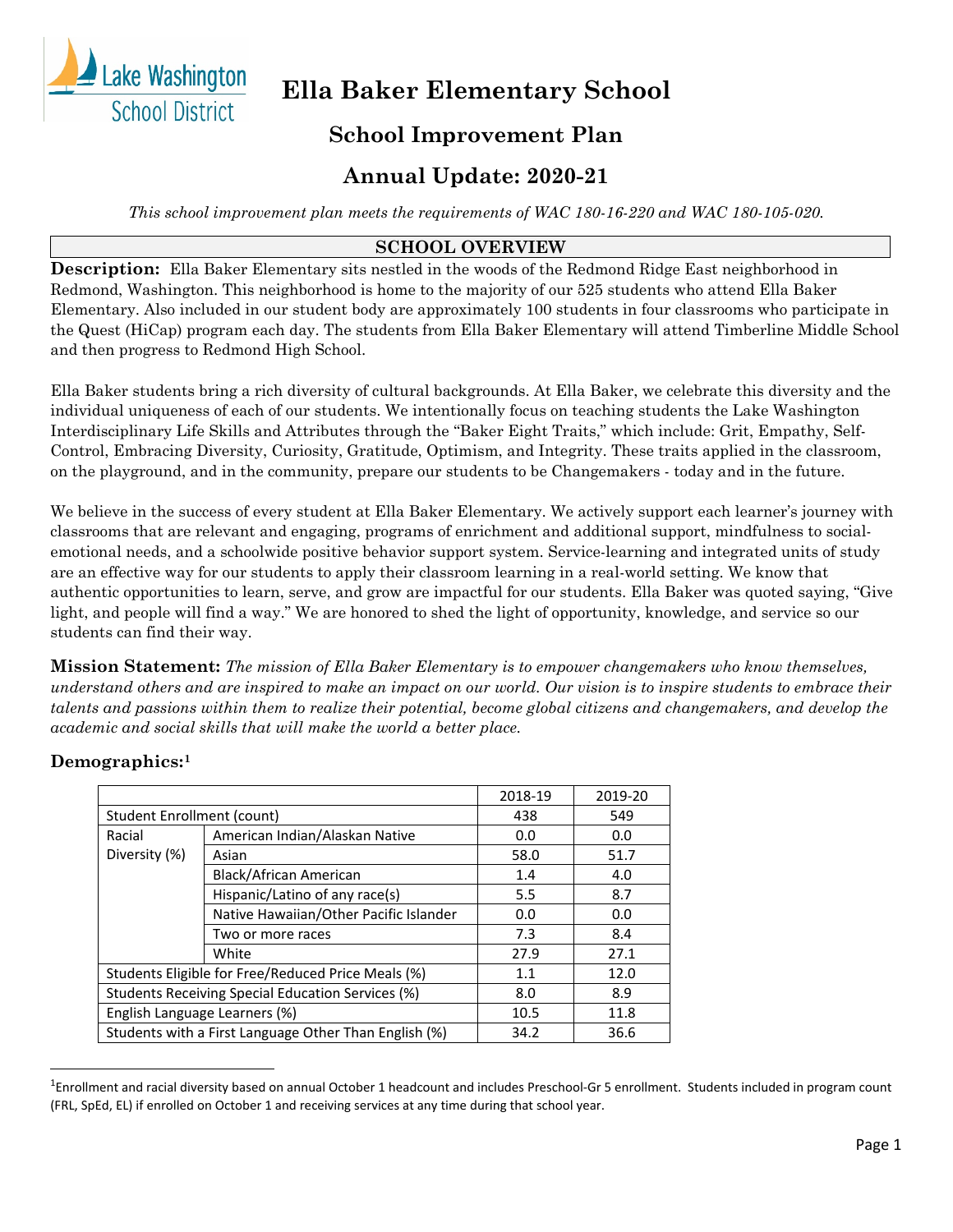# Ella Baker Elementary School

## School Improvement Plan

## Annual Update: 2020-21

*This school improvement plan meets the requirements of WAC 180-16-220 and WAC 180-105-020.*

### SCHOOL OVERVIEW

**Description:** Ella Baker Elementary sits nestled in the woods of the Redmond Ridge East neighborhood in Redmond, Washington. This neighborhood is home to the majority of our 525 students who attend Ella Baker Elementary. Also included in our student body are approximately 100 students in four classrooms who participate in the Quest (HiCap) program each day. The students from Ella Baker Elementary will attend Timberline Middle School and then progress to Redmond High School.

Ella Baker students bring a rich diversity of cultural backgrounds. At Ella Baker, we celebrate this diversity and the individual uniqueness of each of our students. We intentionally focus on teaching students the Lake Washington Interdisciplinary Life Skills and Attributes through the "Baker Eight Traits," which include: Grit, Empathy, Self-Control, Embracing Diversity, Curiosity, Gratitude, Optimism, and Integrity. These traits applied in the classroom, on the playground, and in the community, prepare our students to be Changemakers - today and in the future.

We believe in the success of every student at Ella Baker Elementary. We actively support each learner's journey with classrooms that are relevant and engaging, programs of enrichment and additional support, mindfulness to social-emotional needs, and a schoolwide positive behavior support system. Service-learning and integrated units of study are an effective way for our students to apply their classroom learning in a real-world setting. We know that authentic opportunities to learn, serve, and grow are impactful for our students. Ella Baker was quoted saying, "Give light, and people will find a way." We are honored to shed the light of opportunity, knowledge, and service so our students can find their way.

**Mission Statement:** *The mission of Ella Baker Elementary is to empower changemakers who know themselves, understand others and are inspired to make an impact on our world. Our vision is to inspire students to embrace their talents and passions within them to realize their potential, become global citizens and changemakers, and develop the academic and social skills that will make the world a better place.*

**Demographics:**[1]

| | | 2018-19 | 2019-20 |
|---|---|---|---|
| Student Enrollment (count) | | 438 | 549 |
| Racial Diversity (%) | American Indian/Alaskan Native | 0.0 | 0.0 |
| | Asian | 58.0 | 51.7 |
| | Black/African American | 1.4 | 4.0 |
| | Hispanic/Latino of any race(s) | 5.5 | 8.7 |
| | Native Hawaiian/Other Pacific Islander | 0.0 | 0.0 |
| | Two or more races | 7.3 | 8.4 |
| | White | 27.9 | 27.1 |
| Students Eligible for Free/Reduced Price Meals (%) | | 1.1 | 12.0 |
| Students Receiving Special Education Services (%) | | 8.0 | 8.9 |
| English Language Learners (%) | | 10.5 | 11.8 |
| Students with a First Language Other Than English (%) | | 34.2 | 36.6 |

[1] Enrollment and racial diversity based on annual October 1 headcount and includes Preschool-Gr 5 enrollment. Students included in program count (FRL, SpEd, EL) if enrolled on October 1 and receiving services at any time during that school year.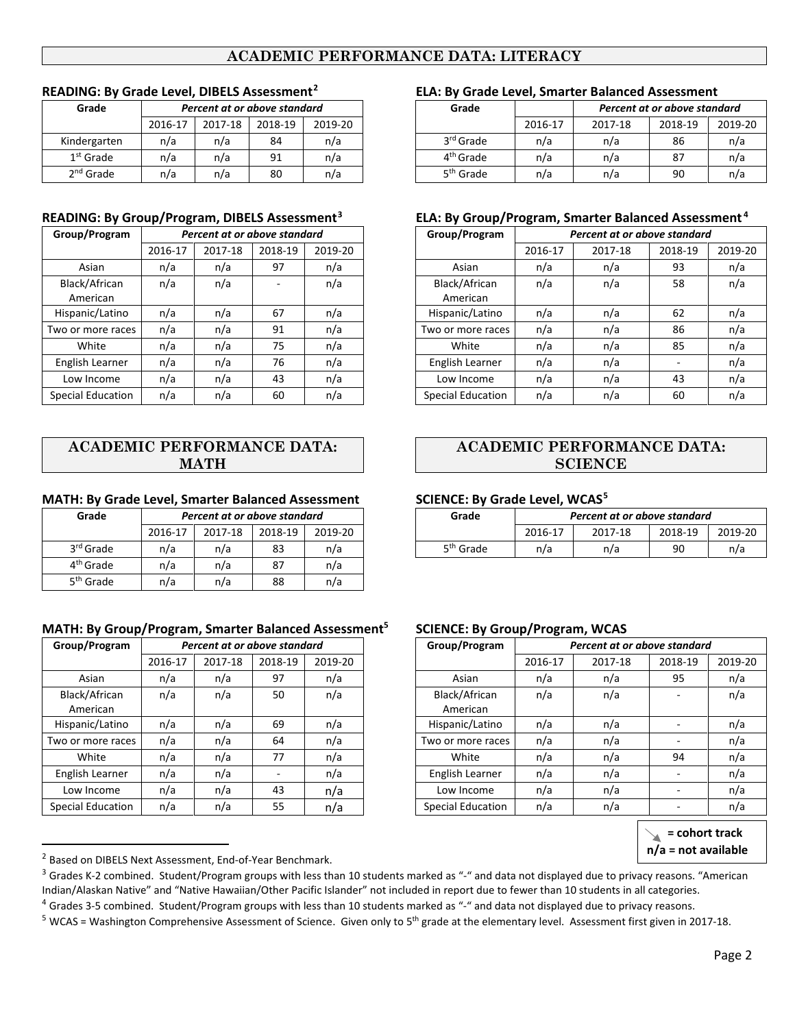## ACADEMIC PERFORMANCE DATA: LITERACY

### READING: By Grade Level, DIBELS Assessment[2]

| Grade | Percent at or above standard | | | |
|---|---|---|---|---|
| | 2016-17 | 2017-18 | 2018-19 | 2019-20 |
| Kindergarten | n/a | n/a | 84 | n/a |
| 1st Grade | n/a | n/a | 91 | n/a |
| 2nd Grade | n/a | n/a | 80 | n/a |

### ELA: By Grade Level, Smarter Balanced Assessment

| Grade | Percent at or above standard | | | |
|---|---|---|---|---|
| | 2016-17 | 2017-18 | 2018-19 | 2019-20 |
| 3rd Grade | n/a | n/a | 86 | n/a |
| 4th Grade | n/a | n/a | 87 | n/a |
| 5th Grade | n/a | n/a | 90 | n/a |

### READING: By Group/Program, DIBELS Assessment[3]

| Group/Program | Percent at or above standard | | | |
|---|---|---|---|---|
| | 2016-17 | 2017-18 | 2018-19 | 2019-20 |
| Asian | n/a | n/a | 97 | n/a |
| Black/African American | n/a | n/a | - | n/a |
| Hispanic/Latino | n/a | n/a | 67 | n/a |
| Two or more races | n/a | n/a | 91 | n/a |
| White | n/a | n/a | 75 | n/a |
| English Learner | n/a | n/a | 76 | n/a |
| Low Income | n/a | n/a | 43 | n/a |
| Special Education | n/a | n/a | 60 | n/a |

### ELA: By Group/Program, Smarter Balanced Assessment[4]

| Group/Program | Percent at or above standard | | | |
|---|---|---|---|---|
| | 2016-17 | 2017-18 | 2018-19 | 2019-20 |
| Asian | n/a | n/a | 93 | n/a |
| Black/African American | n/a | n/a | 58 | n/a |
| Hispanic/Latino | n/a | n/a | 62 | n/a |
| Two or more races | n/a | n/a | 86 | n/a |
| White | n/a | n/a | 85 | n/a |
| English Learner | n/a | n/a | - | n/a |
| Low Income | n/a | n/a | 43 | n/a |
| Special Education | n/a | n/a | 60 | n/a |

## ACADEMIC PERFORMANCE DATA: MATH

### MATH: By Grade Level, Smarter Balanced Assessment

| Grade | Percent at or above standard | | | |
|---|---|---|---|---|
| | 2016-17 | 2017-18 | 2018-19 | 2019-20 |
| 3rd Grade | n/a | n/a | 83 | n/a |
| 4th Grade | n/a | n/a | 87 | n/a |
| 5th Grade | n/a | n/a | 88 | n/a |

### MATH: By Group/Program, Smarter Balanced Assessment[5]

| Group/Program | Percent at or above standard | | | |
|---|---|---|---|---|
| | 2016-17 | 2017-18 | 2018-19 | 2019-20 |
| Asian | n/a | n/a | 97 | n/a |
| Black/African American | n/a | n/a | 50 | n/a |
| Hispanic/Latino | n/a | n/a | 69 | n/a |
| Two or more races | n/a | n/a | 64 | n/a |
| White | n/a | n/a | 77 | n/a |
| English Learner | n/a | n/a | - | n/a |
| Low Income | n/a | n/a | 43 | n/a |
| Special Education | n/a | n/a | 55 | n/a |

## ACADEMIC PERFORMANCE DATA: SCIENCE

### SCIENCE: By Grade Level, WCAS[5]

| Grade | Percent at or above standard | | | |
|---|---|---|---|---|
| | 2016-17 | 2017-18 | 2018-19 | 2019-20 |
| 5th Grade | n/a | n/a | 90 | n/a |

### SCIENCE: By Group/Program, WCAS

| Group/Program | Percent at or above standard | | | |
|---|---|---|---|---|
| | 2016-17 | 2017-18 | 2018-19 | 2019-20 |
| Asian | n/a | n/a | 95 | n/a |
| Black/African American | n/a | n/a | - | n/a |
| Hispanic/Latino | n/a | n/a | - | n/a |
| Two or more races | n/a | n/a | - | n/a |
| White | n/a | n/a | 94 | n/a |
| English Learner | n/a | n/a | - | n/a |
| Low Income | n/a | n/a | - | n/a |
| Special Education | n/a | n/a | - | n/a |

↘ = cohort track
n/a = not available

[2] Based on DIBELS Next Assessment, End-of-Year Benchmark.

[3] Grades K-2 combined. Student/Program groups with less than 10 students marked as "-" and data not displayed due to privacy reasons. "American Indian/Alaskan Native" and "Native Hawaiian/Other Pacific Islander" not included in report due to fewer than 10 students in all categories.

[4] Grades 3-5 combined. Student/Program groups with less than 10 students marked as "-" and data not displayed due to privacy reasons.

[5] WCAS = Washington Comprehensive Assessment of Science. Given only to 5th grade at the elementary level. Assessment first given in 2017-18.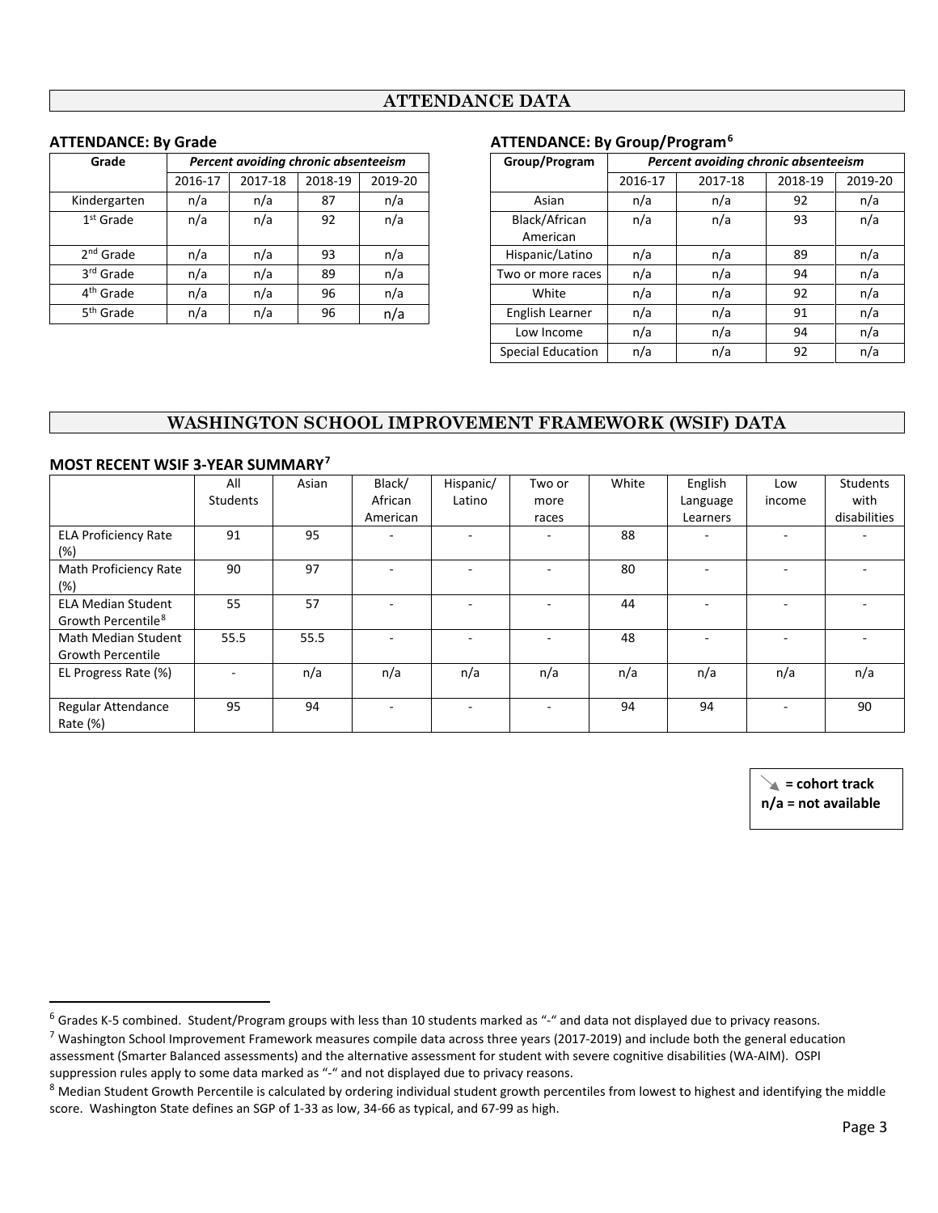## ATTENDANCE DATA

### ATTENDANCE: By Grade

| Grade | Percent avoiding chronic absenteeism | | | |
|---|---|---|---|---|
| | 2016-17 | 2017-18 | 2018-19 | 2019-20 |
| Kindergarten | n/a | n/a | 87 | n/a |
| 1st Grade | n/a | n/a | 92 | n/a |
| 2nd Grade | n/a | n/a | 93 | n/a |
| 3rd Grade | n/a | n/a | 89 | n/a |
| 4th Grade | n/a | n/a | 96 | n/a |
| 5th Grade | n/a | n/a | 96 | n/a |

### ATTENDANCE: By Group/Program[6]

| Group/Program | Percent avoiding chronic absenteeism | | | |
|---|---|---|---|---|
| | 2016-17 | 2017-18 | 2018-19 | 2019-20 |
| Asian | n/a | n/a | 92 | n/a |
| Black/African American | n/a | n/a | 93 | n/a |
| Hispanic/Latino | n/a | n/a | 89 | n/a |
| Two or more races | n/a | n/a | 94 | n/a |
| White | n/a | n/a | 92 | n/a |
| English Learner | n/a | n/a | 91 | n/a |
| Low Income | n/a | n/a | 94 | n/a |
| Special Education | n/a | n/a | 92 | n/a |

## WASHINGTON SCHOOL IMPROVEMENT FRAMEWORK (WSIF) DATA

### MOST RECENT WSIF 3-YEAR SUMMARY[7]

| | All Students | Asian | Black/ African American | Hispanic/ Latino | Two or more races | White | English Language Learners | Low income | Students with disabilities |
|---|---|---|---|---|---|---|---|---|---|
| ELA Proficiency Rate (%) | 91 | 95 | - | - | - | 88 | - | - | - |
| Math Proficiency Rate (%) | 90 | 97 | - | - | - | 80 | - | - | - |
| ELA Median Student Growth Percentile[8] | 55 | 57 | - | - | - | 44 | - | - | - |
| Math Median Student Growth Percentile | 55.5 | 55.5 | - | - | - | 48 | - | - | - |
| EL Progress Rate (%) | - | n/a | n/a | n/a | n/a | n/a | n/a | n/a | n/a |
| Regular Attendance Rate (%) | 95 | 94 | - | - | - | 94 | 94 | - | 90 |

↘ = cohort track
n/a = not available

[6] Grades K-5 combined. Student/Program groups with less than 10 students marked as "-" and data not displayed due to privacy reasons.

[7] Washington School Improvement Framework measures compile data across three years (2017-2019) and include both the general education assessment (Smarter Balanced assessments) and the alternative assessment for student with severe cognitive disabilities (WA-AIM). OSPI suppression rules apply to some data marked as "-" and not displayed due to privacy reasons.

[8] Median Student Growth Percentile is calculated by ordering individual student growth percentiles from lowest to highest and identifying the middle score. Washington State defines an SGP of 1-33 as low, 34-66 as typical, and 67-99 as high.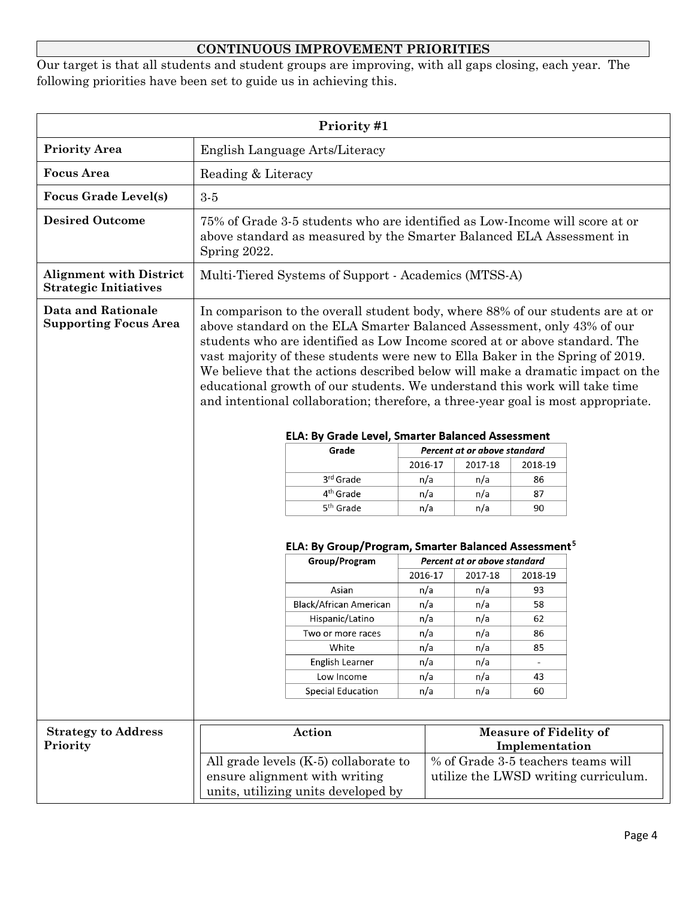## CONTINUOUS IMPROVEMENT PRIORITIES

Our target is that all students and student groups are improving, with all gaps closing, each year. The following priorities have been set to guide us in achieving this.

| Priority #1 | |
|---|---|
| **Priority Area** | English Language Arts/Literacy |
| **Focus Area** | Reading & Literacy |
| **Focus Grade Level(s)** | 3-5 |
| **Desired Outcome** | 75% of Grade 3-5 students who are identified as Low-Income will score at or above standard as measured by the Smarter Balanced ELA Assessment in Spring 2022. |
| **Alignment with District Strategic Initiatives** | Multi-Tiered Systems of Support - Academics (MTSS-A) |
| **Data and Rationale Supporting Focus Area** | In comparison to the overall student body, where 88% of our students are at or above standard on the ELA Smarter Balanced Assessment, only 43% of our students who are identified as Low Income scored at or above standard. The vast majority of these students were new to Ella Baker in the Spring of 2019. We believe that the actions described below will make a dramatic impact on the educational growth of our students. We understand this work will take time and intentional collaboration; therefore, a three-year goal is most appropriate. |

**ELA: By Grade Level, Smarter Balanced Assessment**

| Grade | *Percent at or above standard* | | |
|---|---|---|---|
| | 2016-17 | 2017-18 | 2018-19 |
| 3rd Grade | n/a | n/a | 86 |
| 4th Grade | n/a | n/a | 87 |
| 5th Grade | n/a | n/a | 90 |

**ELA: By Group/Program, Smarter Balanced Assessment[5]**

| Group/Program | *Percent at or above standard* | | |
|---|---|---|---|
| | 2016-17 | 2017-18 | 2018-19 |
| Asian | n/a | n/a | 93 |
| Black/African American | n/a | n/a | 58 |
| Hispanic/Latino | n/a | n/a | 62 |
| Two or more races | n/a | n/a | 86 |
| White | n/a | n/a | 85 |
| English Learner | n/a | n/a | - |
| Low Income | n/a | n/a | 43 |
| Special Education | n/a | n/a | 60 |

**Strategy to Address Priority**

| Action | Measure of Fidelity of Implementation |
|---|---|
| All grade levels (K-5) collaborate to ensure alignment with writing units, utilizing units developed by | % of Grade 3-5 teachers teams will utilize the LWSD writing curriculum. |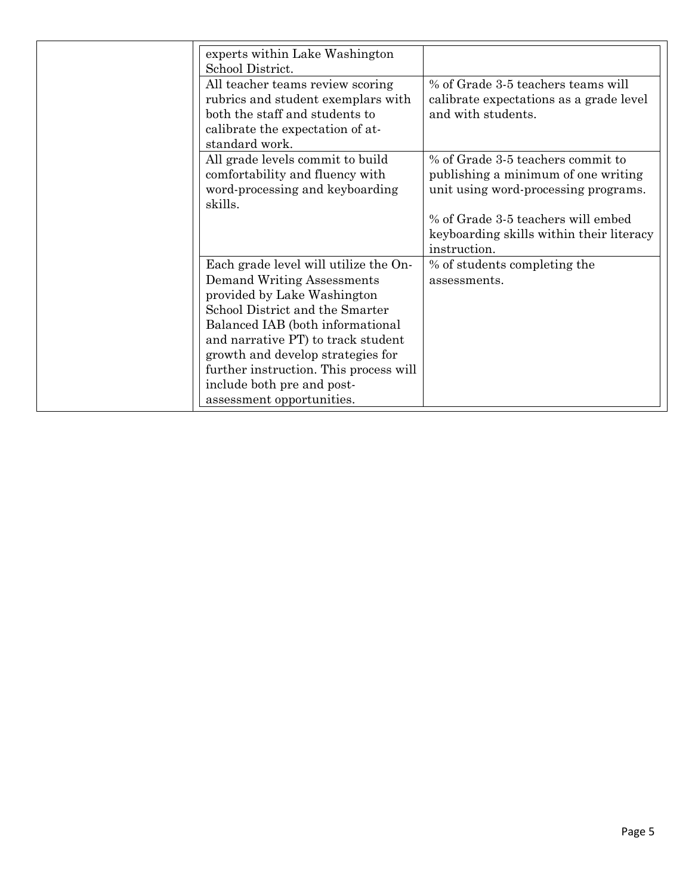| | | |
|---|---|---|
| | experts within Lake Washington School District. | |
| | All teacher teams review scoring rubrics and student exemplars with both the staff and students to calibrate the expectation of at-standard work. | % of Grade 3-5 teachers teams will calibrate expectations as a grade level and with students. |
| | All grade levels commit to build comfortability and fluency with word-processing and keyboarding skills. | % of Grade 3-5 teachers commit to publishing a minimum of one writing unit using word-processing programs.<br><br>% of Grade 3-5 teachers will embed keyboarding skills within their literacy instruction. |
| | Each grade level will utilize the On-Demand Writing Assessments provided by Lake Washington School District and the Smarter Balanced IAB (both informational and narrative PT) to track student growth and develop strategies for further instruction. This process will include both pre and post-assessment opportunities. | % of students completing the assessments. |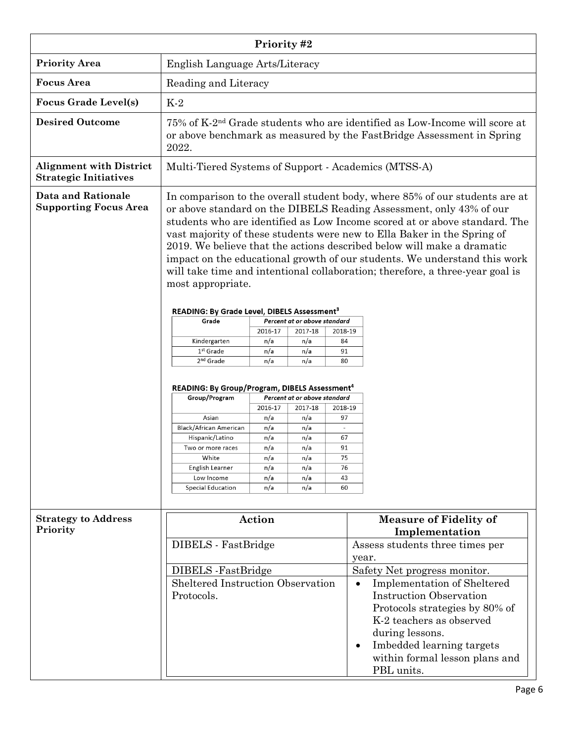## Priority #2

| | |
|---|---|
| **Priority Area** | English Language Arts/Literacy |
| **Focus Area** | Reading and Literacy |
| **Focus Grade Level(s)** | K-2 |
| **Desired Outcome** | 75% of K-2nd Grade students who are identified as Low-Income will score at or above benchmark as measured by the FastBridge Assessment in Spring 2022. |
| **Alignment with District Strategic Initiatives** | Multi-Tiered Systems of Support - Academics (MTSS-A) |
| **Data and Rationale Supporting Focus Area** | In comparison to the overall student body, where 85% of our students are at or above standard on the DIBELS Reading Assessment, only 43% of our students who are identified as Low Income scored at or above standard. The vast majority of these students were new to Ella Baker in the Spring of 2019. We believe that the actions described below will make a dramatic impact on the educational growth of our students. We understand this work will take time and intentional collaboration; therefore, a three-year goal is most appropriate. |

**READING: By Grade Level, DIBELS Assessment[3]**

| Grade | Percent at or above standard | | |
|---|---|---|---|
| | 2016-17 | 2017-18 | 2018-19 |
| Kindergarten | n/a | n/a | 84 |
| 1st Grade | n/a | n/a | 91 |
| 2nd Grade | n/a | n/a | 80 |

**READING: By Group/Program, DIBELS Assessment[4]**

| Group/Program | Percent at or above standard | | |
|---|---|---|---|
| | 2016-17 | 2017-18 | 2018-19 |
| Asian | n/a | n/a | 97 |
| Black/African American | n/a | n/a | - |
| Hispanic/Latino | n/a | n/a | 67 |
| Two or more races | n/a | n/a | 91 |
| White | n/a | n/a | 75 |
| English Learner | n/a | n/a | 76 |
| Low Income | n/a | n/a | 43 |
| Special Education | n/a | n/a | 60 |

**Strategy to Address Priority**

| Action | Measure of Fidelity of Implementation |
|---|---|
| DIBELS - FastBridge | Assess students three times per year. |
| DIBELS -FastBridge | Safety Net progress monitor. |
| Sheltered Instruction Observation Protocols. | • Implementation of Sheltered Instruction Observation Protocols strategies by 80% of K-2 teachers as observed during lessons.<br>• Imbedded learning targets within formal lesson plans and PBL units. |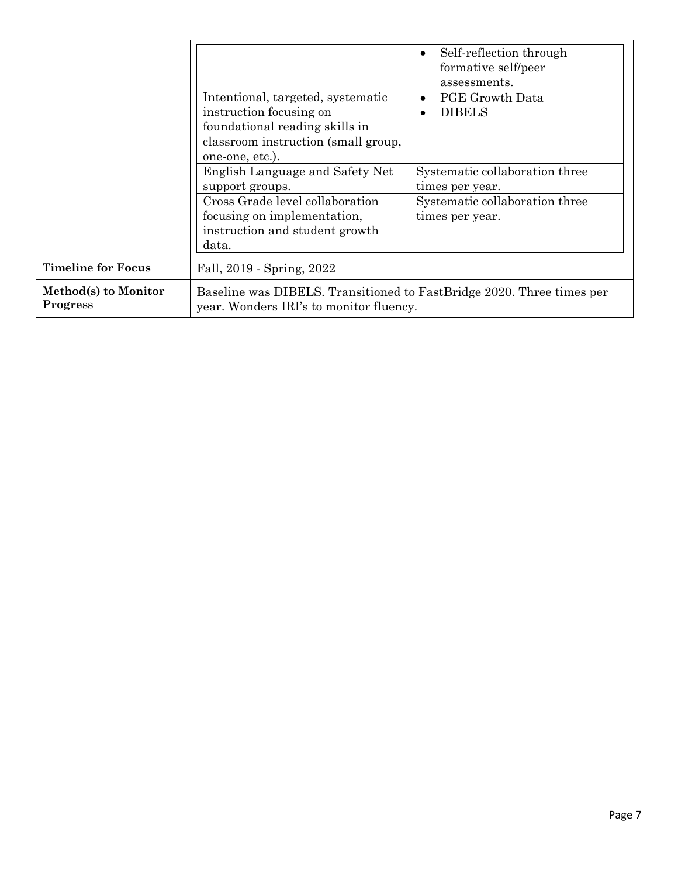| | | |
|---|---|---|
| | | • Self-reflection through formative self/peer assessments. |
| | Intentional, targeted, systematic instruction focusing on foundational reading skills in classroom instruction (small group, one-one, etc.). | • PGE Growth Data<br>• DIBELS |
| | English Language and Safety Net support groups. | Systematic collaboration three times per year. |
| | Cross Grade level collaboration focusing on implementation, instruction and student growth data. | Systematic collaboration three times per year. |
| **Timeline for Focus** | Fall, 2019 - Spring, 2022 | |
| **Method(s) to Monitor Progress** | Baseline was DIBELS. Transitioned to FastBridge 2020. Three times per year. Wonders IRI's to monitor fluency. | |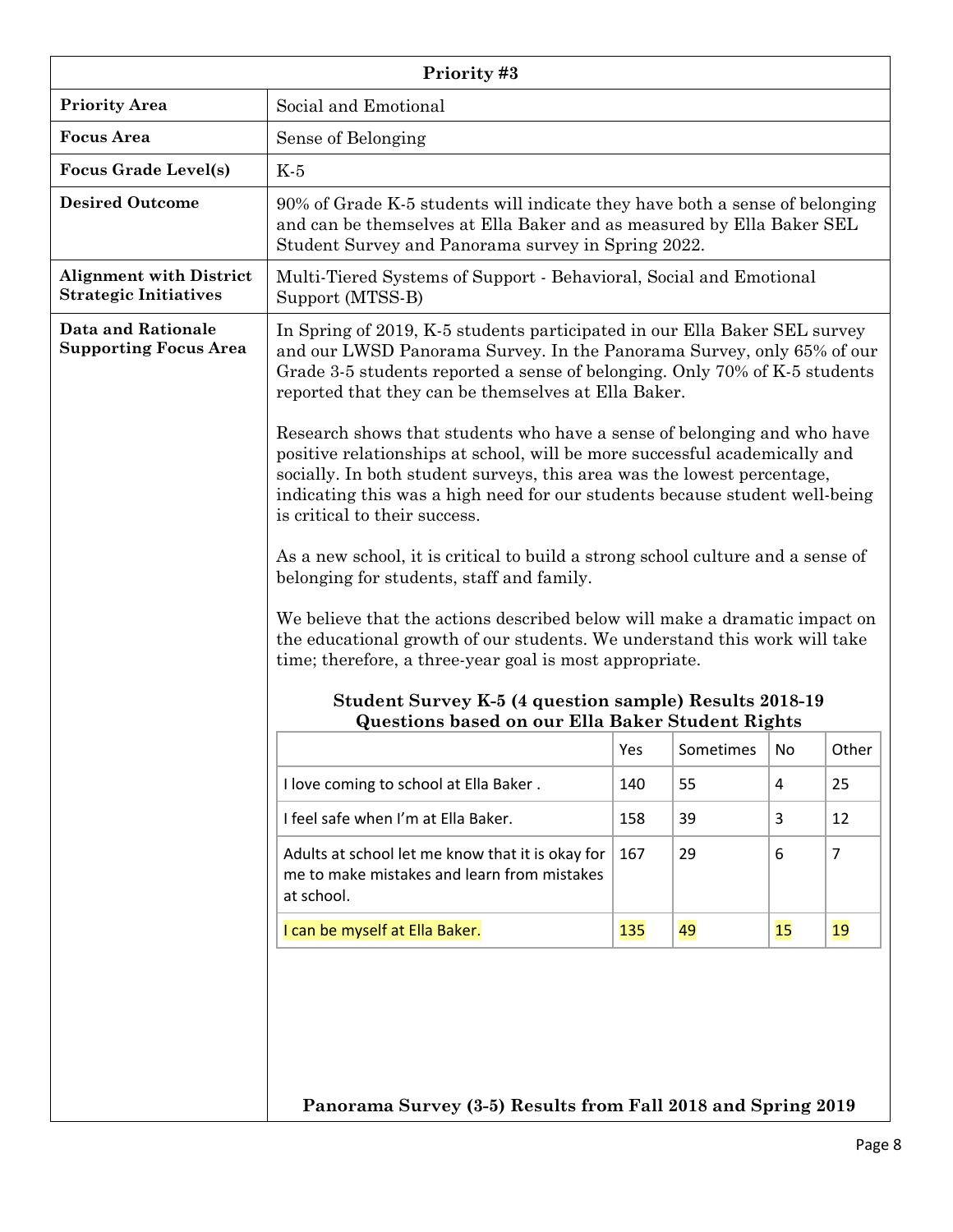| Priority #3 | |
|---|---|
| **Priority Area** | Social and Emotional |
| **Focus Area** | Sense of Belonging |
| **Focus Grade Level(s)** | K-5 |
| **Desired Outcome** | 90% of Grade K-5 students will indicate they have both a sense of belonging and can be themselves at Ella Baker and as measured by Ella Baker SEL Student Survey and Panorama survey in Spring 2022. |
| **Alignment with District Strategic Initiatives** | Multi-Tiered Systems of Support - Behavioral, Social and Emotional Support (MTSS-B) |
| **Data and Rationale Supporting Focus Area** | In Spring of 2019, K-5 students participated in our Ella Baker SEL survey and our LWSD Panorama Survey. In the Panorama Survey, only 65% of our Grade 3-5 students reported a sense of belonging. Only 70% of K-5 students reported that they can be themselves at Ella Baker.<br><br>Research shows that students who have a sense of belonging and who have positive relationships at school, will be more successful academically and socially. In both student surveys, this area was the lowest percentage, indicating this was a high need for our students because student well-being is critical to their success.<br><br>As a new school, it is critical to build a strong school culture and a sense of belonging for students, staff and family.<br><br>We believe that the actions described below will make a dramatic impact on the educational growth of our students. We understand this work will take time; therefore, a three-year goal is most appropriate. |

**Student Survey K-5 (4 question sample) Results 2018-19**
**Questions based on our Ella Baker Student Rights**

| | Yes | Sometimes | No | Other |
|---|---|---|---|---|
| I love coming to school at Ella Baker . | 140 | 55 | 4 | 25 |
| I feel safe when I'm at Ella Baker. | 158 | 39 | 3 | 12 |
| Adults at school let me know that it is okay for me to make mistakes and learn from mistakes at school. | 167 | 29 | 6 | 7 |
| I can be myself at Ella Baker. | 135 | 49 | 15 | 19 |

**Panorama Survey (3-5) Results from Fall 2018 and Spring 2019**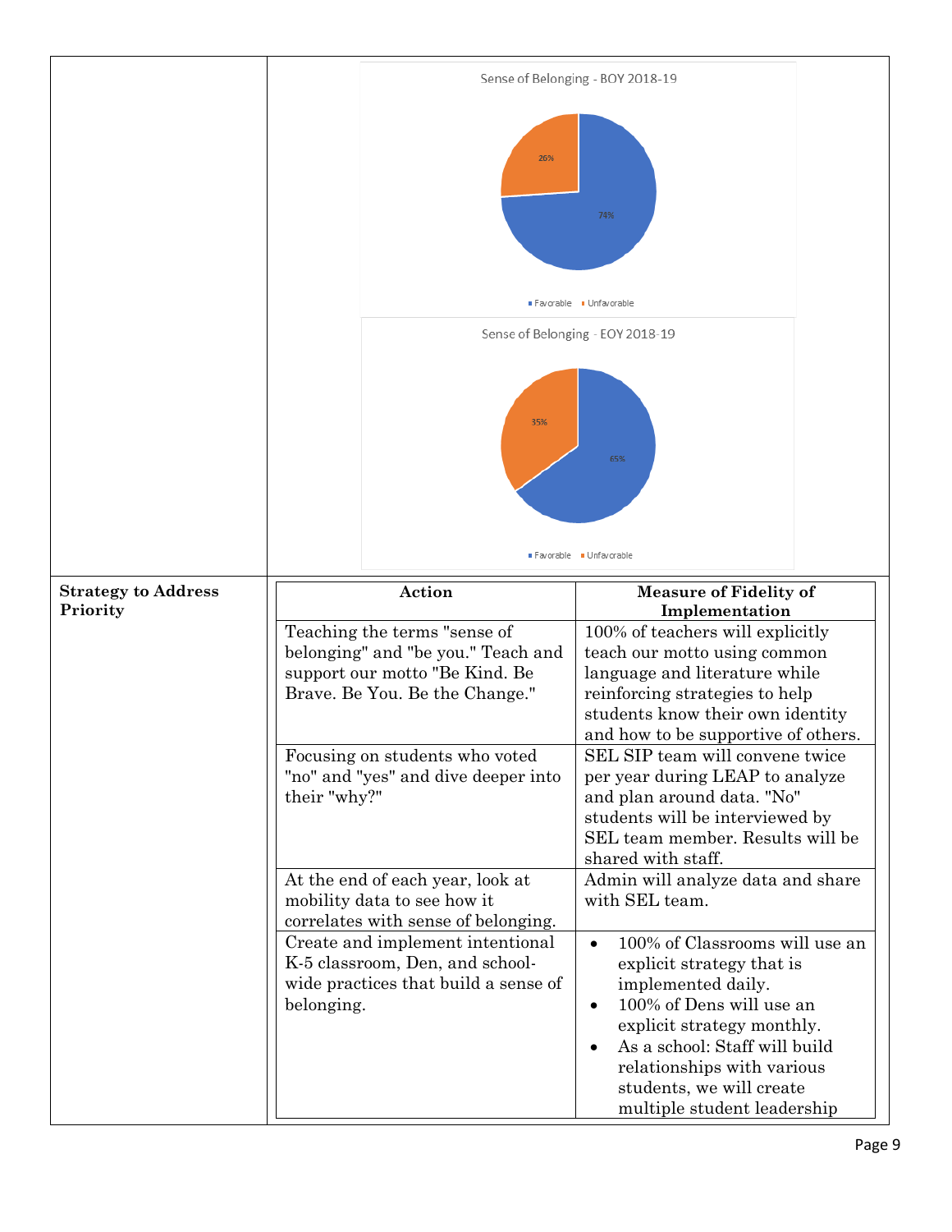Sense of Belonging - BOY 2018-19

- Favorable: 74%
- Unfavorable: 26%

Sense of Belonging - EOY 2018-19

- Favorable: 65%
- Unfavorable: 35%

**Strategy to Address Priority**

| Action | Measure of Fidelity of Implementation |
|---|---|
| Teaching the terms "sense of belonging" and "be you." Teach and support our motto "Be Kind. Be Brave. Be You. Be the Change." | 100% of teachers will explicitly teach our motto using common language and literature while reinforcing strategies to help students know their own identity and how to be supportive of others. |
| Focusing on students who voted "no" and "yes" and dive deeper into their "why?" | SEL SIP team will convene twice per year during LEAP to analyze and plan around data. "No" students will be interviewed by SEL team member. Results will be shared with staff. |
| At the end of each year, look at mobility data to see how it correlates with sense of belonging. | Admin will analyze data and share with SEL team. |
| Create and implement intentional K-5 classroom, Den, and school-wide practices that build a sense of belonging. | • 100% of Classrooms will use an explicit strategy that is implemented daily.<br>• 100% of Dens will use an explicit strategy monthly.<br>• As a school: Staff will build relationships with various students, we will create multiple student leadership |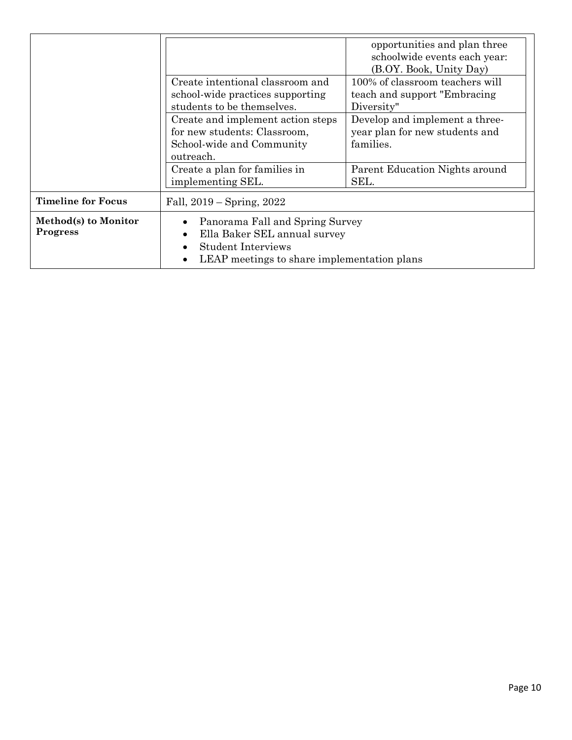|  |  |  |
|---|---|---|
|  |  | opportunities and plan three schoolwide events each year: (B.OY. Book, Unity Day) |
|  | Create intentional classroom and school-wide practices supporting students to be themselves. | 100% of classroom teachers will teach and support "Embracing Diversity" |
|  | Create and implement action steps for new students: Classroom, School-wide and Community outreach. | Develop and implement a three-year plan for new students and families. |
|  | Create a plan for families in implementing SEL. | Parent Education Nights around SEL. |
| **Timeline for Focus** | Fall, 2019 – Spring, 2022 |  |
| **Method(s) to Monitor Progress** | • Panorama Fall and Spring Survey<br>• Ella Baker SEL annual survey<br>• Student Interviews<br>• LEAP meetings to share implementation plans |  |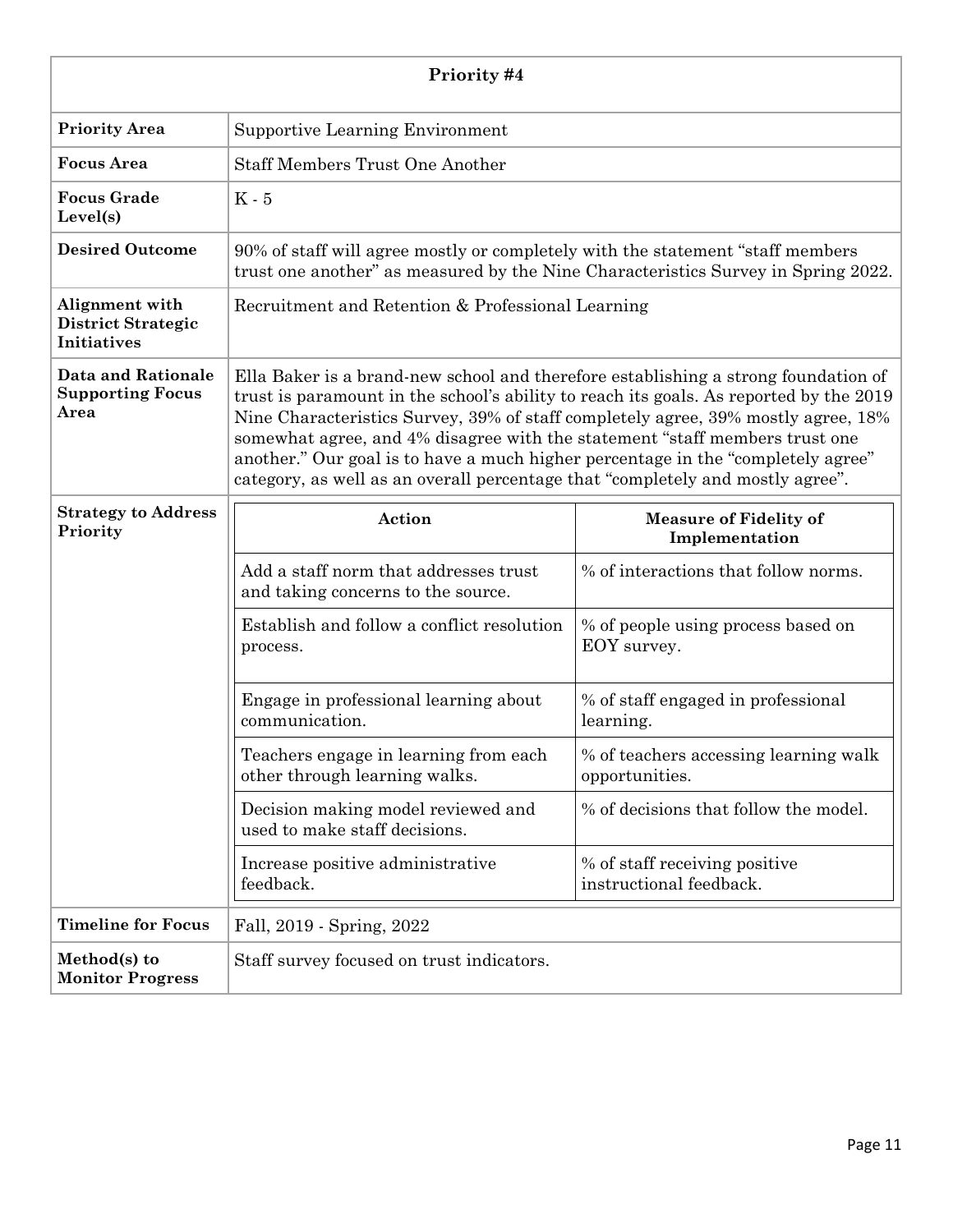| Priority #4 | |
|---|---|
| **Priority Area** | Supportive Learning Environment |
| **Focus Area** | Staff Members Trust One Another |
| **Focus Grade Level(s)** | K - 5 |
| **Desired Outcome** | 90% of staff will agree mostly or completely with the statement "staff members trust one another" as measured by the Nine Characteristics Survey in Spring 2022. |
| **Alignment with District Strategic Initiatives** | Recruitment and Retention & Professional Learning |
| **Data and Rationale Supporting Focus Area** | Ella Baker is a brand-new school and therefore establishing a strong foundation of trust is paramount in the school's ability to reach its goals. As reported by the 2019 Nine Characteristics Survey, 39% of staff completely agree, 39% mostly agree, 18% somewhat agree, and 4% disagree with the statement "staff members trust one another." Our goal is to have a much higher percentage in the "completely agree" category, as well as an overall percentage that "completely and mostly agree". |
| **Strategy to Address Priority** | See table below |
| **Timeline for Focus** | Fall, 2019 - Spring, 2022 |
| **Method(s) to Monitor Progress** | Staff survey focused on trust indicators. |

**Strategy to Address Priority**

| Action | Measure of Fidelity of Implementation |
|---|---|
| Add a staff norm that addresses trust and taking concerns to the source. | % of interactions that follow norms. |
| Establish and follow a conflict resolution process. | % of people using process based on EOY survey. |
| Engage in professional learning about communication. | % of staff engaged in professional learning. |
| Teachers engage in learning from each other through learning walks. | % of teachers accessing learning walk opportunities. |
| Decision making model reviewed and used to make staff decisions. | % of decisions that follow the model. |
| Increase positive administrative feedback. | % of staff receiving positive instructional feedback. |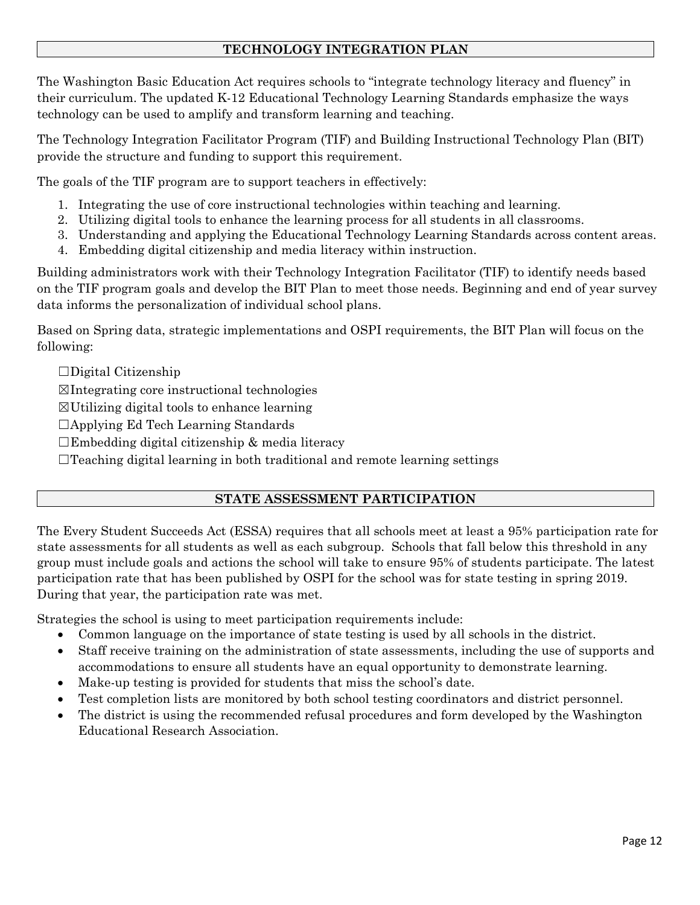## TECHNOLOGY INTEGRATION PLAN

The Washington Basic Education Act requires schools to "integrate technology literacy and fluency" in their curriculum. The updated K-12 Educational Technology Learning Standards emphasize the ways technology can be used to amplify and transform learning and teaching.

The Technology Integration Facilitator Program (TIF) and Building Instructional Technology Plan (BIT) provide the structure and funding to support this requirement.

The goals of the TIF program are to support teachers in effectively:

1. Integrating the use of core instructional technologies within teaching and learning.
2. Utilizing digital tools to enhance the learning process for all students in all classrooms.
3. Understanding and applying the Educational Technology Learning Standards across content areas.
4. Embedding digital citizenship and media literacy within instruction.

Building administrators work with their Technology Integration Facilitator (TIF) to identify needs based on the TIF program goals and develop the BIT Plan to meet those needs. Beginning and end of year survey data informs the personalization of individual school plans.

Based on Spring data, strategic implementations and OSPI requirements, the BIT Plan will focus on the following:

☐Digital Citizenship

☒Integrating core instructional technologies

☒Utilizing digital tools to enhance learning

☐Applying Ed Tech Learning Standards

☐Embedding digital citizenship & media literacy

☐Teaching digital learning in both traditional and remote learning settings

## STATE ASSESSMENT PARTICIPATION

The Every Student Succeeds Act (ESSA) requires that all schools meet at least a 95% participation rate for state assessments for all students as well as each subgroup. Schools that fall below this threshold in any group must include goals and actions the school will take to ensure 95% of students participate. The latest participation rate that has been published by OSPI for the school was for state testing in spring 2019. During that year, the participation rate was met.

Strategies the school is using to meet participation requirements include:

- Common language on the importance of state testing is used by all schools in the district.
- Staff receive training on the administration of state assessments, including the use of supports and accommodations to ensure all students have an equal opportunity to demonstrate learning.
- Make-up testing is provided for students that miss the school's date.
- Test completion lists are monitored by both school testing coordinators and district personnel.
- The district is using the recommended refusal procedures and form developed by the Washington Educational Research Association.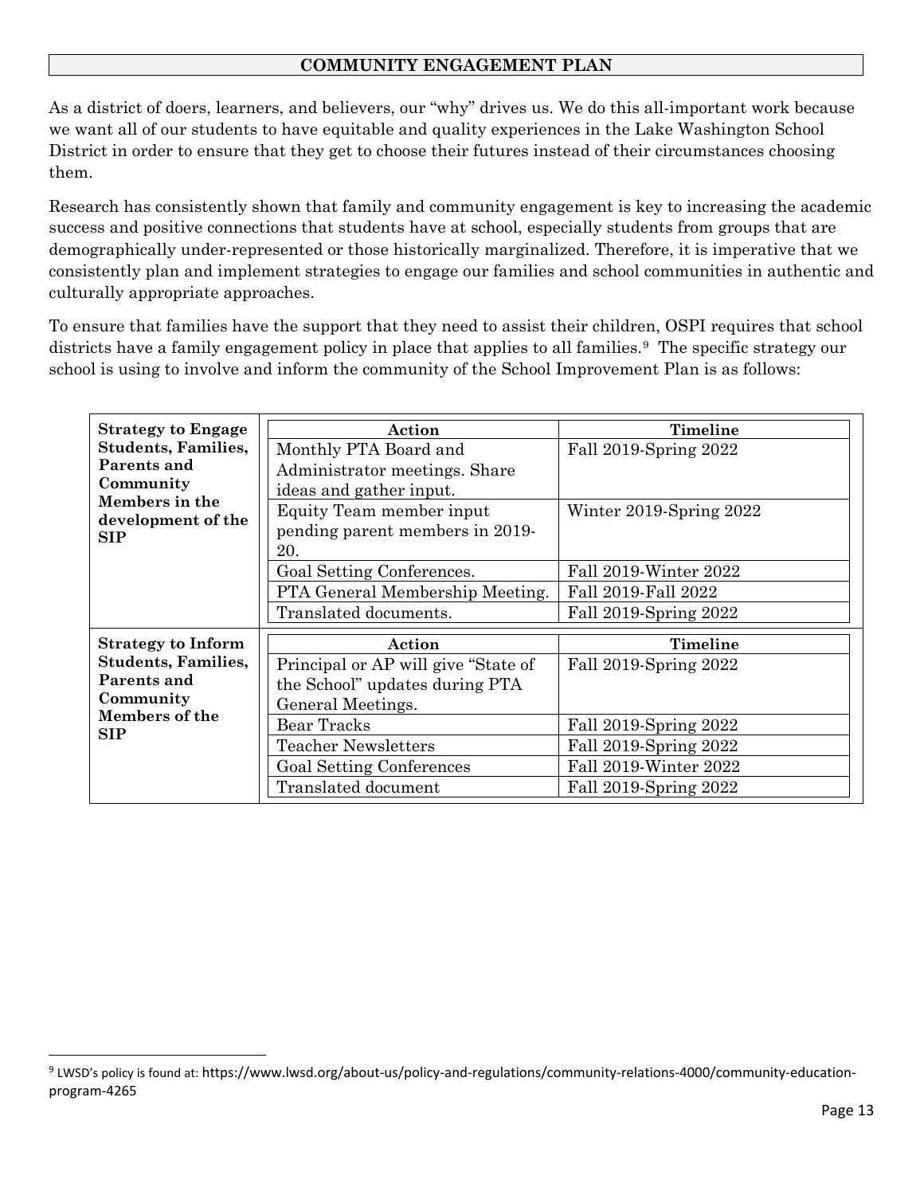## COMMUNITY ENGAGEMENT PLAN

As a district of doers, learners, and believers, our "why" drives us. We do this all-important work because we want all of our students to have equitable and quality experiences in the Lake Washington School District in order to ensure that they get to choose their futures instead of their circumstances choosing them.

Research has consistently shown that family and community engagement is key to increasing the academic success and positive connections that students have at school, especially students from groups that are demographically under-represented or those historically marginalized. Therefore, it is imperative that we consistently plan and implement strategies to engage our families and school communities in authentic and culturally appropriate approaches.

To ensure that families have the support that they need to assist their children, OSPI requires that school districts have a family engagement policy in place that applies to all families.[9] The specific strategy our school is using to involve and inform the community of the School Improvement Plan is as follows:

| | Action | Timeline |
|---|---|---|
| **Strategy to Engage Students, Families, Parents and Community Members in the development of the SIP** | Monthly PTA Board and Administrator meetings. Share ideas and gather input. | Fall 2019-Spring 2022 |
| | Equity Team member input pending parent members in 2019-20. | Winter 2019-Spring 2022 |
| | Goal Setting Conferences. | Fall 2019-Winter 2022 |
| | PTA General Membership Meeting. | Fall 2019-Fall 2022 |
| | Translated documents. | Fall 2019-Spring 2022 |

| | Action | Timeline |
|---|---|---|
| **Strategy to Inform Students, Families, Parents and Community Members of the SIP** | Principal or AP will give "State of the School" updates during PTA General Meetings. | Fall 2019-Spring 2022 |
| | Bear Tracks | Fall 2019-Spring 2022 |
| | Teacher Newsletters | Fall 2019-Spring 2022 |
| | Goal Setting Conferences | Fall 2019-Winter 2022 |
| | Translated document | Fall 2019-Spring 2022 |

---

[9] LWSD's policy is found at: https://www.lwsd.org/about-us/policy-and-regulations/community-relations-4000/community-education-program-4265